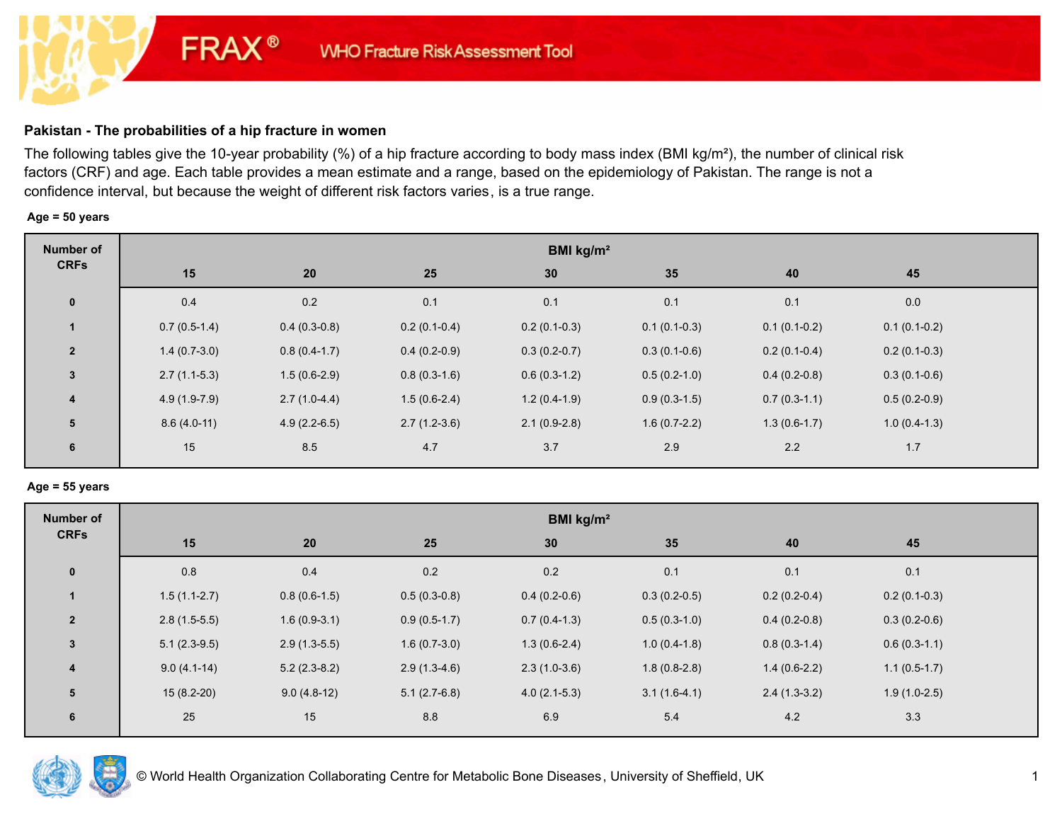FRAX® WHO Fracture Risk Assessment Tool

## Pakistan - The probabilities of a hip fracture in women

The following tables give the 10-year probability (%) of a hip fracture according to body mass index (BMI kg/m²), the number of clinical risk factors (CRF) and age. Each table provides a mean estimate and a range, based on the epidemiology of Pakistan. The range is not a confidence interval, but because the weight of different risk factors varies, is a true range.

**Age = 50 years**

| Number of CRFs | BMI kg/m² | | | | | | |
|---|---|---|---|---|---|---|---|
| | 15 | 20 | 25 | 30 | 35 | 40 | 45 |
| 0 | 0.4 | 0.2 | 0.1 | 0.1 | 0.1 | 0.1 | 0.0 |
| 1 | 0.7 (0.5-1.4) | 0.4 (0.3-0.8) | 0.2 (0.1-0.4) | 0.2 (0.1-0.3) | 0.1 (0.1-0.3) | 0.1 (0.1-0.2) | 0.1 (0.1-0.2) |
| 2 | 1.4 (0.7-3.0) | 0.8 (0.4-1.7) | 0.4 (0.2-0.9) | 0.3 (0.2-0.7) | 0.3 (0.1-0.6) | 0.2 (0.1-0.4) | 0.2 (0.1-0.3) |
| 3 | 2.7 (1.1-5.3) | 1.5 (0.6-2.9) | 0.8 (0.3-1.6) | 0.6 (0.3-1.2) | 0.5 (0.2-1.0) | 0.4 (0.2-0.8) | 0.3 (0.1-0.6) |
| 4 | 4.9 (1.9-7.9) | 2.7 (1.0-4.4) | 1.5 (0.6-2.4) | 1.2 (0.4-1.9) | 0.9 (0.3-1.5) | 0.7 (0.3-1.1) | 0.5 (0.2-0.9) |
| 5 | 8.6 (4.0-11) | 4.9 (2.2-6.5) | 2.7 (1.2-3.6) | 2.1 (0.9-2.8) | 1.6 (0.7-2.2) | 1.3 (0.6-1.7) | 1.0 (0.4-1.3) |
| 6 | 15 | 8.5 | 4.7 | 3.7 | 2.9 | 2.2 | 1.7 |

**Age = 55 years**

| Number of CRFs | BMI kg/m² | | | | | | |
|---|---|---|---|---|---|---|---|
| | 15 | 20 | 25 | 30 | 35 | 40 | 45 |
| 0 | 0.8 | 0.4 | 0.2 | 0.2 | 0.1 | 0.1 | 0.1 |
| 1 | 1.5 (1.1-2.7) | 0.8 (0.6-1.5) | 0.5 (0.3-0.8) | 0.4 (0.2-0.6) | 0.3 (0.2-0.5) | 0.2 (0.2-0.4) | 0.2 (0.1-0.3) |
| 2 | 2.8 (1.5-5.5) | 1.6 (0.9-3.1) | 0.9 (0.5-1.7) | 0.7 (0.4-1.3) | 0.5 (0.3-1.0) | 0.4 (0.2-0.8) | 0.3 (0.2-0.6) |
| 3 | 5.1 (2.3-9.5) | 2.9 (1.3-5.5) | 1.6 (0.7-3.0) | 1.3 (0.6-2.4) | 1.0 (0.4-1.8) | 0.8 (0.3-1.4) | 0.6 (0.3-1.1) |
| 4 | 9.0 (4.1-14) | 5.2 (2.3-8.2) | 2.9 (1.3-4.6) | 2.3 (1.0-3.6) | 1.8 (0.8-2.8) | 1.4 (0.6-2.2) | 1.1 (0.5-1.7) |
| 5 | 15 (8.2-20) | 9.0 (4.8-12) | 5.1 (2.7-6.8) | 4.0 (2.1-5.3) | 3.1 (1.6-4.1) | 2.4 (1.3-3.2) | 1.9 (1.0-2.5) |
| 6 | 25 | 15 | 8.8 | 6.9 | 5.4 | 4.2 | 3.3 |

© World Health Organization Collaborating Centre for Metabolic Bone Diseases, University of Sheffield, UK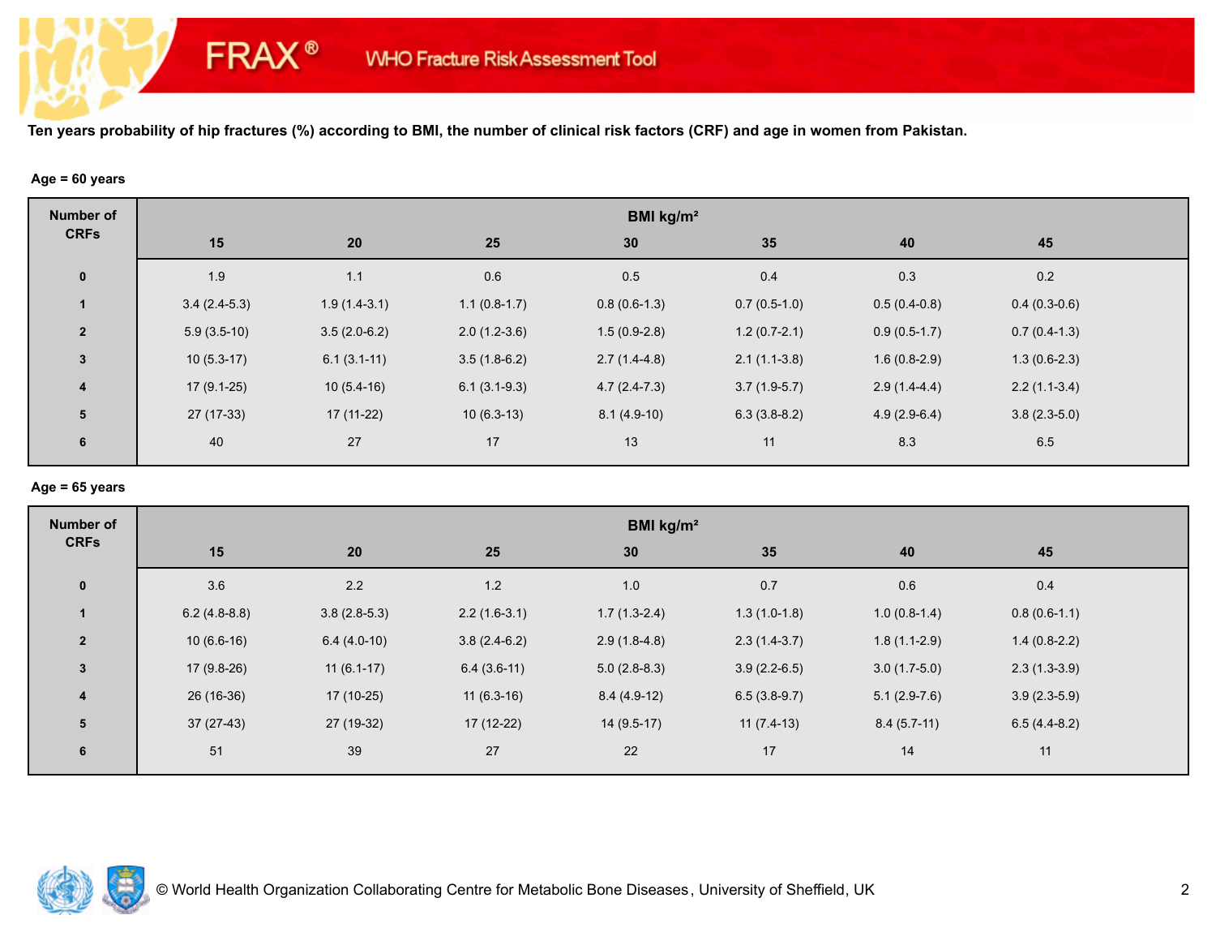FRAX® WHO Fracture Risk Assessment Tool

**Ten years probability of hip fractures (%) according to BMI, the number of clinical risk factors (CRF) and age in women from Pakistan.**

**Age = 60 years**

| Number of CRFs | BMI kg/m² | | | | | | |
|---|---|---|---|---|---|---|---|
| | 15 | 20 | 25 | 30 | 35 | 40 | 45 |
| 0 | 1.9 | 1.1 | 0.6 | 0.5 | 0.4 | 0.3 | 0.2 |
| 1 | 3.4 (2.4-5.3) | 1.9 (1.4-3.1) | 1.1 (0.8-1.7) | 0.8 (0.6-1.3) | 0.7 (0.5-1.0) | 0.5 (0.4-0.8) | 0.4 (0.3-0.6) |
| 2 | 5.9 (3.5-10) | 3.5 (2.0-6.2) | 2.0 (1.2-3.6) | 1.5 (0.9-2.8) | 1.2 (0.7-2.1) | 0.9 (0.5-1.7) | 0.7 (0.4-1.3) |
| 3 | 10 (5.3-17) | 6.1 (3.1-11) | 3.5 (1.8-6.2) | 2.7 (1.4-4.8) | 2.1 (1.1-3.8) | 1.6 (0.8-2.9) | 1.3 (0.6-2.3) |
| 4 | 17 (9.1-25) | 10 (5.4-16) | 6.1 (3.1-9.3) | 4.7 (2.4-7.3) | 3.7 (1.9-5.7) | 2.9 (1.4-4.4) | 2.2 (1.1-3.4) |
| 5 | 27 (17-33) | 17 (11-22) | 10 (6.3-13) | 8.1 (4.9-10) | 6.3 (3.8-8.2) | 4.9 (2.9-6.4) | 3.8 (2.3-5.0) |
| 6 | 40 | 27 | 17 | 13 | 11 | 8.3 | 6.5 |

**Age = 65 years**

| Number of CRFs | BMI kg/m² | | | | | | |
|---|---|---|---|---|---|---|---|
| | 15 | 20 | 25 | 30 | 35 | 40 | 45 |
| 0 | 3.6 | 2.2 | 1.2 | 1.0 | 0.7 | 0.6 | 0.4 |
| 1 | 6.2 (4.8-8.8) | 3.8 (2.8-5.3) | 2.2 (1.6-3.1) | 1.7 (1.3-2.4) | 1.3 (1.0-1.8) | 1.0 (0.8-1.4) | 0.8 (0.6-1.1) |
| 2 | 10 (6.6-16) | 6.4 (4.0-10) | 3.8 (2.4-6.2) | 2.9 (1.8-4.8) | 2.3 (1.4-3.7) | 1.8 (1.1-2.9) | 1.4 (0.8-2.2) |
| 3 | 17 (9.8-26) | 11 (6.1-17) | 6.4 (3.6-11) | 5.0 (2.8-8.3) | 3.9 (2.2-6.5) | 3.0 (1.7-5.0) | 2.3 (1.3-3.9) |
| 4 | 26 (16-36) | 17 (10-25) | 11 (6.3-16) | 8.4 (4.9-12) | 6.5 (3.8-9.7) | 5.1 (2.9-7.6) | 3.9 (2.3-5.9) |
| 5 | 37 (27-43) | 27 (19-32) | 17 (12-22) | 14 (9.5-17) | 11 (7.4-13) | 8.4 (5.7-11) | 6.5 (4.4-8.2) |
| 6 | 51 | 39 | 27 | 22 | 17 | 14 | 11 |

© World Health Organization Collaborating Centre for Metabolic Bone Diseases, University of Sheffield, UK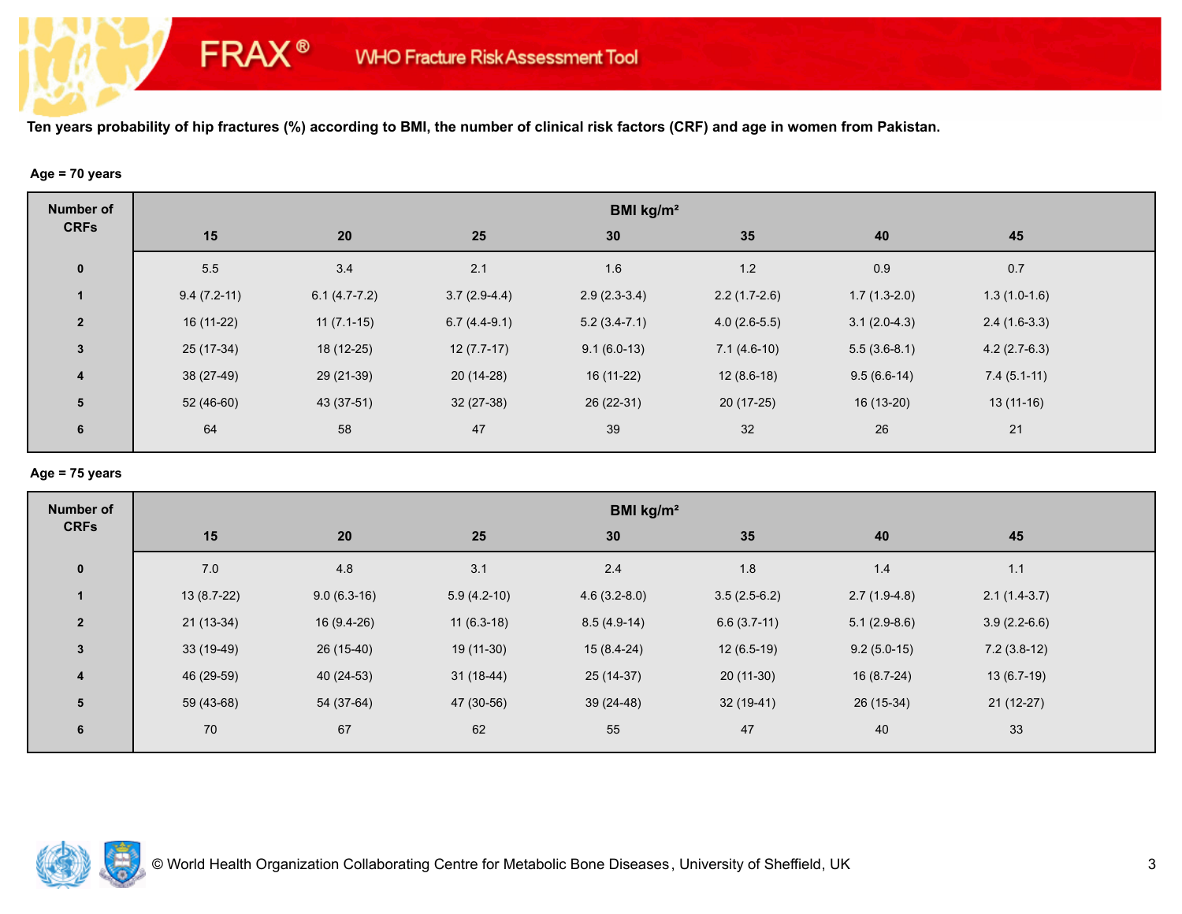FRAX® WHO Fracture Risk Assessment Tool

**Ten years probability of hip fractures (%) according to BMI, the number of clinical risk factors (CRF) and age in women from Pakistan.**

**Age = 70 years**

| Number of CRFs | BMI kg/m² | | | | | | |
|---|---|---|---|---|---|---|---|
| | 15 | 20 | 25 | 30 | 35 | 40 | 45 |
| 0 | 5.5 | 3.4 | 2.1 | 1.6 | 1.2 | 0.9 | 0.7 |
| 1 | 9.4 (7.2-11) | 6.1 (4.7-7.2) | 3.7 (2.9-4.4) | 2.9 (2.3-3.4) | 2.2 (1.7-2.6) | 1.7 (1.3-2.0) | 1.3 (1.0-1.6) |
| 2 | 16 (11-22) | 11 (7.1-15) | 6.7 (4.4-9.1) | 5.2 (3.4-7.1) | 4.0 (2.6-5.5) | 3.1 (2.0-4.3) | 2.4 (1.6-3.3) |
| 3 | 25 (17-34) | 18 (12-25) | 12 (7.7-17) | 9.1 (6.0-13) | 7.1 (4.6-10) | 5.5 (3.6-8.1) | 4.2 (2.7-6.3) |
| 4 | 38 (27-49) | 29 (21-39) | 20 (14-28) | 16 (11-22) | 12 (8.6-18) | 9.5 (6.6-14) | 7.4 (5.1-11) |
| 5 | 52 (46-60) | 43 (37-51) | 32 (27-38) | 26 (22-31) | 20 (17-25) | 16 (13-20) | 13 (11-16) |
| 6 | 64 | 58 | 47 | 39 | 32 | 26 | 21 |

**Age = 75 years**

| Number of CRFs | BMI kg/m² | | | | | | |
|---|---|---|---|---|---|---|---|
| | 15 | 20 | 25 | 30 | 35 | 40 | 45 |
| 0 | 7.0 | 4.8 | 3.1 | 2.4 | 1.8 | 1.4 | 1.1 |
| 1 | 13 (8.7-22) | 9.0 (6.3-16) | 5.9 (4.2-10) | 4.6 (3.2-8.0) | 3.5 (2.5-6.2) | 2.7 (1.9-4.8) | 2.1 (1.4-3.7) |
| 2 | 21 (13-34) | 16 (9.4-26) | 11 (6.3-18) | 8.5 (4.9-14) | 6.6 (3.7-11) | 5.1 (2.9-8.6) | 3.9 (2.2-6.6) |
| 3 | 33 (19-49) | 26 (15-40) | 19 (11-30) | 15 (8.4-24) | 12 (6.5-19) | 9.2 (5.0-15) | 7.2 (3.8-12) |
| 4 | 46 (29-59) | 40 (24-53) | 31 (18-44) | 25 (14-37) | 20 (11-30) | 16 (8.7-24) | 13 (6.7-19) |
| 5 | 59 (43-68) | 54 (37-64) | 47 (30-56) | 39 (24-48) | 32 (19-41) | 26 (15-34) | 21 (12-27) |
| 6 | 70 | 67 | 62 | 55 | 47 | 40 | 33 |

© World Health Organization Collaborating Centre for Metabolic Bone Diseases, University of Sheffield, UK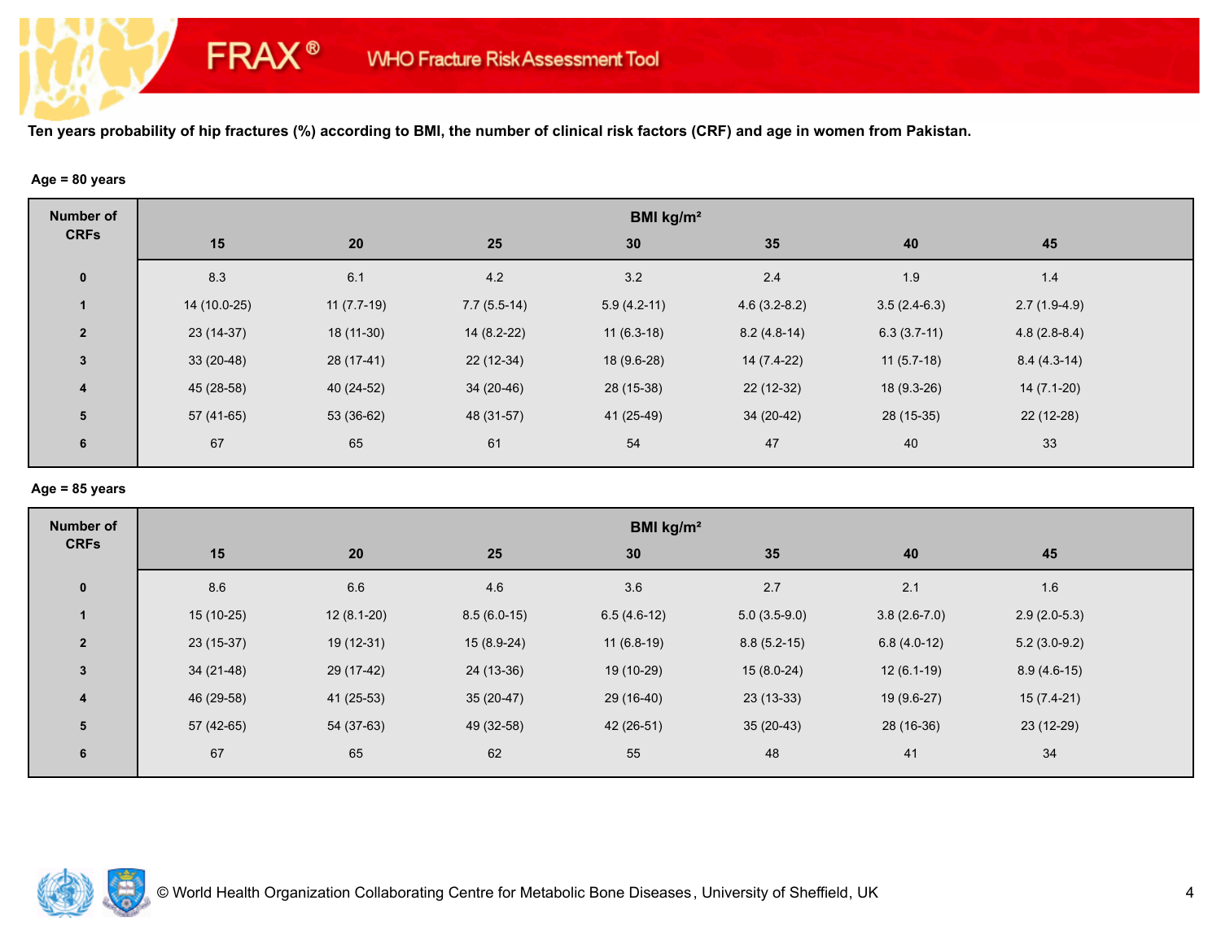**Ten years probability of hip fractures (%) according to BMI, the number of clinical risk factors (CRF) and age in women from Pakistan.**

**Age = 80 years**

| Number of CRFs | BMI kg/m² | | | | | | |
|---|---|---|---|---|---|---|---|
| | 15 | 20 | 25 | 30 | 35 | 40 | 45 |
| 0 | 8.3 | 6.1 | 4.2 | 3.2 | 2.4 | 1.9 | 1.4 |
| 1 | 14 (10.0-25) | 11 (7.7-19) | 7.7 (5.5-14) | 5.9 (4.2-11) | 4.6 (3.2-8.2) | 3.5 (2.4-6.3) | 2.7 (1.9-4.9) |
| 2 | 23 (14-37) | 18 (11-30) | 14 (8.2-22) | 11 (6.3-18) | 8.2 (4.8-14) | 6.3 (3.7-11) | 4.8 (2.8-8.4) |
| 3 | 33 (20-48) | 28 (17-41) | 22 (12-34) | 18 (9.6-28) | 14 (7.4-22) | 11 (5.7-18) | 8.4 (4.3-14) |
| 4 | 45 (28-58) | 40 (24-52) | 34 (20-46) | 28 (15-38) | 22 (12-32) | 18 (9.3-26) | 14 (7.1-20) |
| 5 | 57 (41-65) | 53 (36-62) | 48 (31-57) | 41 (25-49) | 34 (20-42) | 28 (15-35) | 22 (12-28) |
| 6 | 67 | 65 | 61 | 54 | 47 | 40 | 33 |

**Age = 85 years**

| Number of CRFs | BMI kg/m² | | | | | | |
|---|---|---|---|---|---|---|---|
| | 15 | 20 | 25 | 30 | 35 | 40 | 45 |
| 0 | 8.6 | 6.6 | 4.6 | 3.6 | 2.7 | 2.1 | 1.6 |
| 1 | 15 (10-25) | 12 (8.1-20) | 8.5 (6.0-15) | 6.5 (4.6-12) | 5.0 (3.5-9.0) | 3.8 (2.6-7.0) | 2.9 (2.0-5.3) |
| 2 | 23 (15-37) | 19 (12-31) | 15 (8.9-24) | 11 (6.8-19) | 8.8 (5.2-15) | 6.8 (4.0-12) | 5.2 (3.0-9.2) |
| 3 | 34 (21-48) | 29 (17-42) | 24 (13-36) | 19 (10-29) | 15 (8.0-24) | 12 (6.1-19) | 8.9 (4.6-15) |
| 4 | 46 (29-58) | 41 (25-53) | 35 (20-47) | 29 (16-40) | 23 (13-33) | 19 (9.6-27) | 15 (7.4-21) |
| 5 | 57 (42-65) | 54 (37-63) | 49 (32-58) | 42 (26-51) | 35 (20-43) | 28 (16-36) | 23 (12-29) |
| 6 | 67 | 65 | 62 | 55 | 48 | 41 | 34 |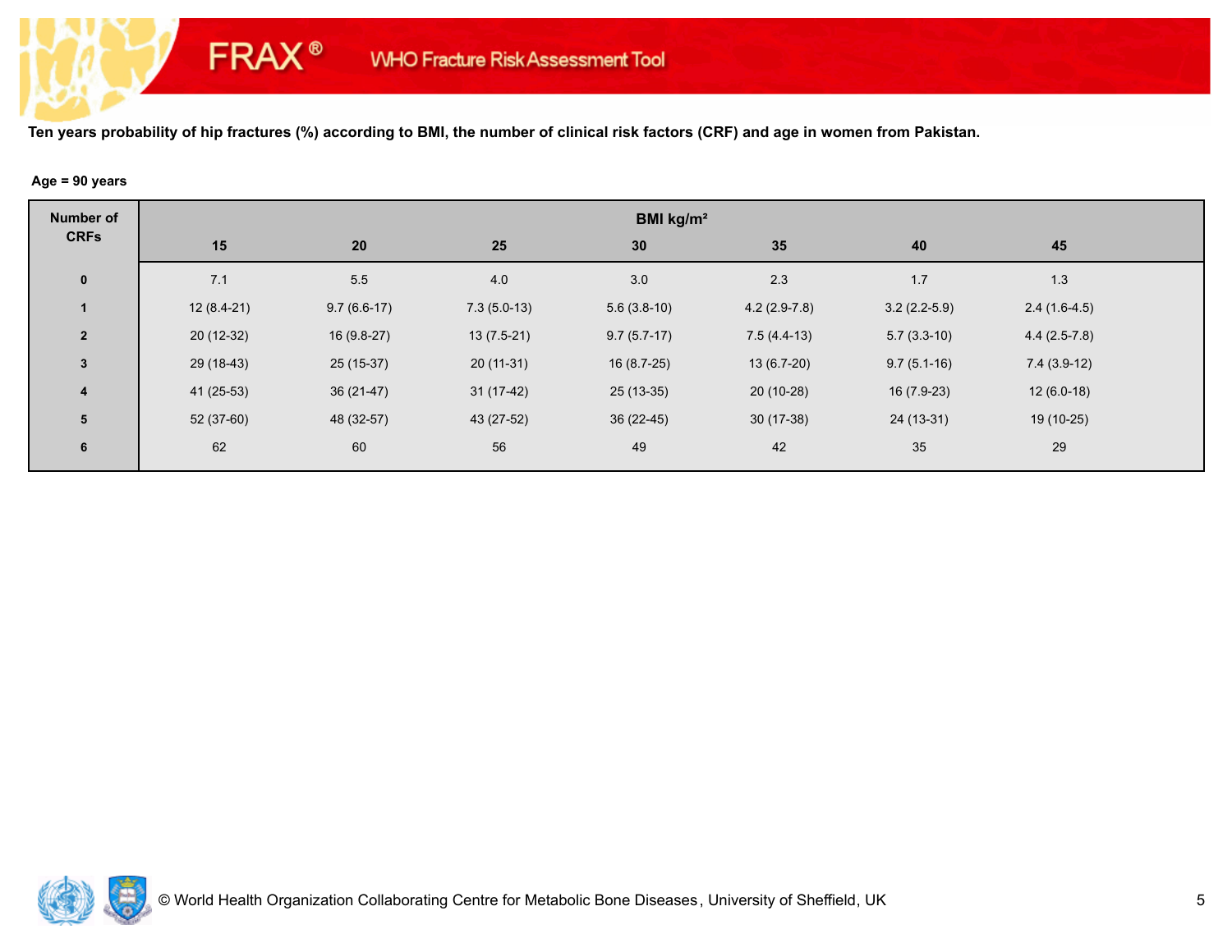FRAX® WHO Fracture Risk Assessment Tool

**Ten years probability of hip fractures (%) according to BMI, the number of clinical risk factors (CRF) and age in women from Pakistan.**

**Age = 90 years**

| Number of CRFs | BMI kg/m² | | | | | | |
|---|---|---|---|---|---|---|---|
| | **15** | **20** | **25** | **30** | **35** | **40** | **45** |
| **0** | 7.1 | 5.5 | 4.0 | 3.0 | 2.3 | 1.7 | 1.3 |
| **1** | 12 (8.4-21) | 9.7 (6.6-17) | 7.3 (5.0-13) | 5.6 (3.8-10) | 4.2 (2.9-7.8) | 3.2 (2.2-5.9) | 2.4 (1.6-4.5) |
| **2** | 20 (12-32) | 16 (9.8-27) | 13 (7.5-21) | 9.7 (5.7-17) | 7.5 (4.4-13) | 5.7 (3.3-10) | 4.4 (2.5-7.8) |
| **3** | 29 (18-43) | 25 (15-37) | 20 (11-31) | 16 (8.7-25) | 13 (6.7-20) | 9.7 (5.1-16) | 7.4 (3.9-12) |
| **4** | 41 (25-53) | 36 (21-47) | 31 (17-42) | 25 (13-35) | 20 (10-28) | 16 (7.9-23) | 12 (6.0-18) |
| **5** | 52 (37-60) | 48 (32-57) | 43 (27-52) | 36 (22-45) | 30 (17-38) | 24 (13-31) | 19 (10-25) |
| **6** | 62 | 60 | 56 | 49 | 42 | 35 | 29 |

© World Health Organization Collaborating Centre for Metabolic Bone Diseases, University of Sheffield, UK